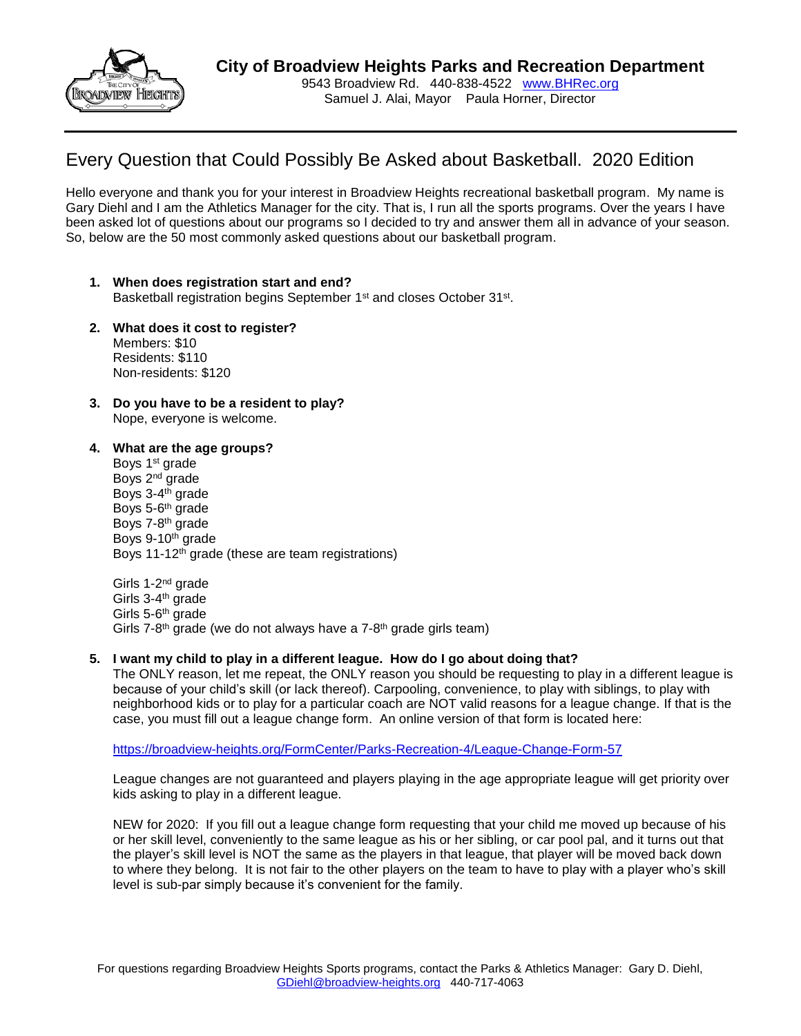## City of Broadview Heights Parks and Recreation Department

9543 Broadview Rd. 440-838-4522 www.BHRec.org
Samuel J. Alai, Mayor Paula Horner, Director

---

# Every Question that Could Possibly Be Asked about Basketball. 2020 Edition

Hello everyone and thank you for your interest in Broadview Heights recreational basketball program. My name is Gary Diehl and I am the Athletics Manager for the city. That is, I run all the sports programs. Over the years I have been asked lot of questions about our programs so I decided to try and answer them all in advance of your season. So, below are the 50 most commonly asked questions about our basketball program.

1. **When does registration start and end?**
   Basketball registration begins September 1st and closes October 31st.

2. **What does it cost to register?**
   Members: $10
   Residents: $110
   Non-residents: $120

3. **Do you have to be a resident to play?**
   Nope, everyone is welcome.

4. **What are the age groups?**
   Boys 1st grade
   Boys 2nd grade
   Boys 3-4th grade
   Boys 5-6th grade
   Boys 7-8th grade
   Boys 9-10th grade
   Boys 11-12th grade (these are team registrations)

   Girls 1-2nd grade
   Girls 3-4th grade
   Girls 5-6th grade
   Girls 7-8th grade (we do not always have a 7-8th grade girls team)

5. **I want my child to play in a different league. How do I go about doing that?**
   The ONLY reason, let me repeat, the ONLY reason you should be requesting to play in a different league is because of your child's skill (or lack thereof). Carpooling, convenience, to play with siblings, to play with neighborhood kids or to play for a particular coach are NOT valid reasons for a league change. If that is the case, you must fill out a league change form. An online version of that form is located here:

   https://broadview-heights.org/FormCenter/Parks-Recreation-4/League-Change-Form-57

   League changes are not guaranteed and players playing in the age appropriate league will get priority over kids asking to play in a different league.

   NEW for 2020: If you fill out a league change form requesting that your child me moved up because of his or her skill level, conveniently to the same league as his or her sibling, or car pool pal, and it turns out that the player's skill level is NOT the same as the players in that league, that player will be moved back down to where they belong. It is not fair to the other players on the team to have to play with a player who's skill level is sub-par simply because it's convenient for the family.

For questions regarding Broadview Heights Sports programs, contact the Parks & Athletics Manager: Gary D. Diehl, GDiehl@broadview-heights.org 440-717-4063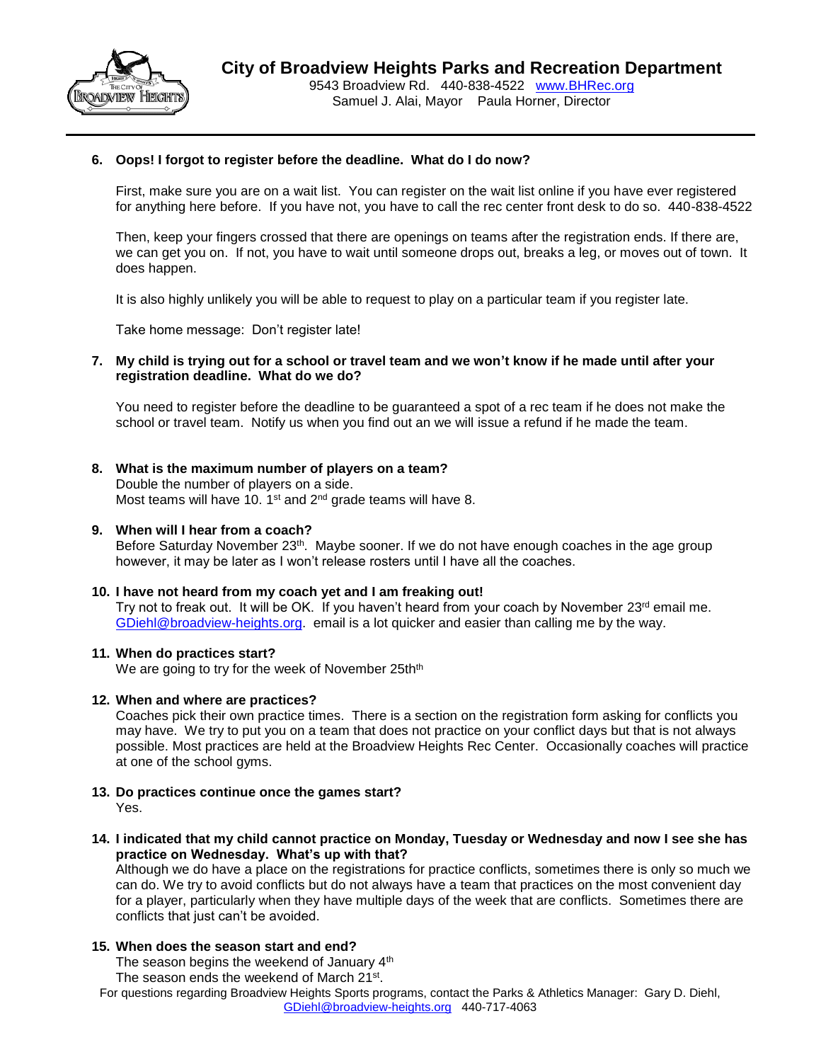6. **Oops! I forgot to register before the deadline. What do I do now?**

   First, make sure you are on a wait list. You can register on the wait list online if you have ever registered for anything here before. If you have not, you have to call the rec center front desk to do so. 440-838-4522

   Then, keep your fingers crossed that there are openings on teams after the registration ends. If there are, we can get you on. If not, you have to wait until someone drops out, breaks a leg, or moves out of town. It does happen.

   It is also highly unlikely you will be able to request to play on a particular team if you register late.

   Take home message: Don't register late!

7. **My child is trying out for a school or travel team and we won't know if he made until after your registration deadline. What do we do?**

   You need to register before the deadline to be guaranteed a spot of a rec team if he does not make the school or travel team. Notify us when you find out an we will issue a refund if he made the team.

8. **What is the maximum number of players on a team?**
   Double the number of players on a side.
   Most teams will have 10. 1st and 2nd grade teams will have 8.

9. **When will I hear from a coach?**
   Before Saturday November 23th. Maybe sooner. If we do not have enough coaches in the age group however, it may be later as I won't release rosters until I have all the coaches.

10. **I have not heard from my coach yet and I am freaking out!**
    Try not to freak out. It will be OK. If you haven't heard from your coach by November 23rd email me. GDiehl@broadview-heights.org. email is a lot quicker and easier than calling me by the way.

11. **When do practices start?**
    We are going to try for the week of November 25thth

12. **When and where are practices?**
    Coaches pick their own practice times. There is a section on the registration form asking for conflicts you may have. We try to put you on a team that does not practice on your conflict days but that is not always possible. Most practices are held at the Broadview Heights Rec Center. Occasionally coaches will practice at one of the school gyms.

13. **Do practices continue once the games start?**
    Yes.

14. **I indicated that my child cannot practice on Monday, Tuesday or Wednesday and now I see she has practice on Wednesday. What's up with that?**
    Although we do have a place on the registrations for practice conflicts, sometimes there is only so much we can do. We try to avoid conflicts but do not always have a team that practices on the most convenient day for a player, particularly when they have multiple days of the week that are conflicts. Sometimes there are conflicts that just can't be avoided.

15. **When does the season start and end?**
    The season begins the weekend of January 4th
    The season ends the weekend of March 21st.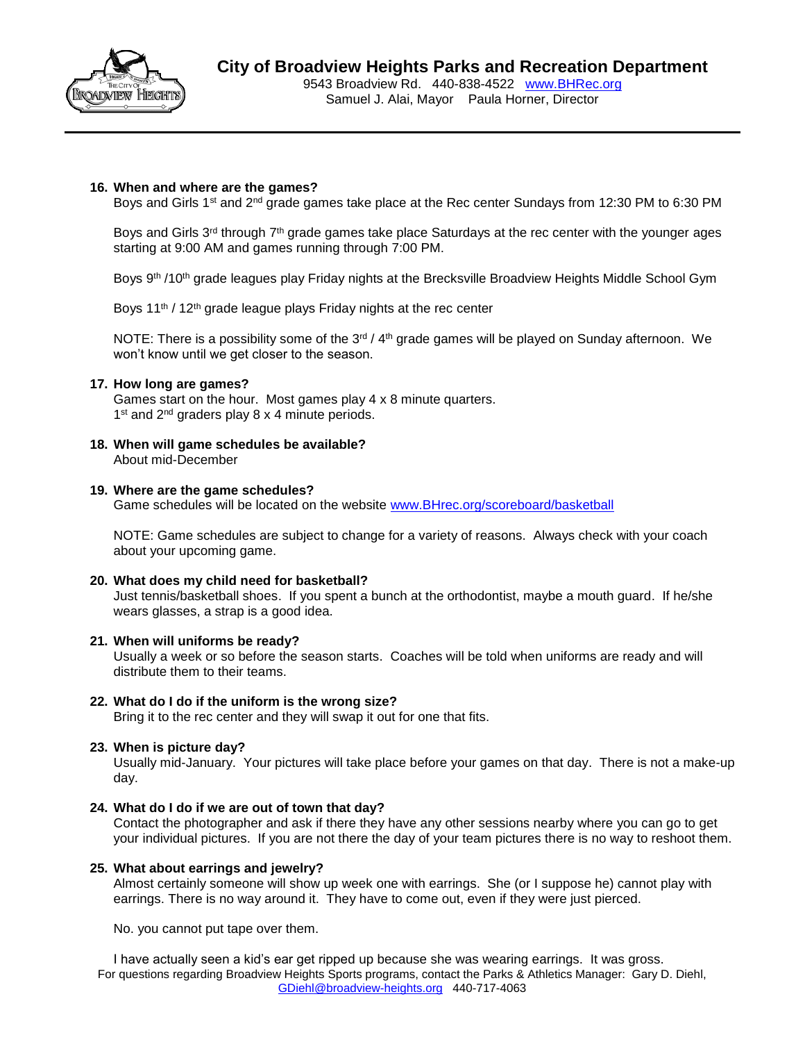# City of Broadview Heights Parks and Recreation Department

9543 Broadview Rd. 440-838-4522 www.BHRec.org
Samuel J. Alai, Mayor Paula Horner, Director

---

**16. When and where are the games?**

Boys and Girls 1st and 2nd grade games take place at the Rec center Sundays from 12:30 PM to 6:30 PM

Boys and Girls 3rd through 7th grade games take place Saturdays at the rec center with the younger ages starting at 9:00 AM and games running through 7:00 PM.

Boys 9th /10th grade leagues play Friday nights at the Brecksville Broadview Heights Middle School Gym

Boys 11th / 12th grade league plays Friday nights at the rec center

NOTE: There is a possibility some of the 3rd / 4th grade games will be played on Sunday afternoon. We won't know until we get closer to the season.

**17. How long are games?**

Games start on the hour. Most games play 4 x 8 minute quarters.
1st and 2nd graders play 8 x 4 minute periods.

**18. When will game schedules be available?**

About mid-December

**19. Where are the game schedules?**

Game schedules will be located on the website www.BHrec.org/scoreboard/basketball

NOTE: Game schedules are subject to change for a variety of reasons. Always check with your coach about your upcoming game.

**20. What does my child need for basketball?**

Just tennis/basketball shoes. If you spent a bunch at the orthodontist, maybe a mouth guard. If he/she wears glasses, a strap is a good idea.

**21. When will uniforms be ready?**

Usually a week or so before the season starts. Coaches will be told when uniforms are ready and will distribute them to their teams.

**22. What do I do if the uniform is the wrong size?**

Bring it to the rec center and they will swap it out for one that fits.

**23. When is picture day?**

Usually mid-January. Your pictures will take place before your games on that day. There is not a make-up day.

**24. What do I do if we are out of town that day?**

Contact the photographer and ask if there they have any other sessions nearby where you can go to get your individual pictures. If you are not there the day of your team pictures there is no way to reshoot them.

**25. What about earrings and jewelry?**

Almost certainly someone will show up week one with earrings. She (or I suppose he) cannot play with earrings. There is no way around it. They have to come out, even if they were just pierced.

No. you cannot put tape over them.

I have actually seen a kid's ear get ripped up because she was wearing earrings. It was gross.

For questions regarding Broadview Heights Sports programs, contact the Parks & Athletics Manager: Gary D. Diehl, GDiehl@broadview-heights.org 440-717-4063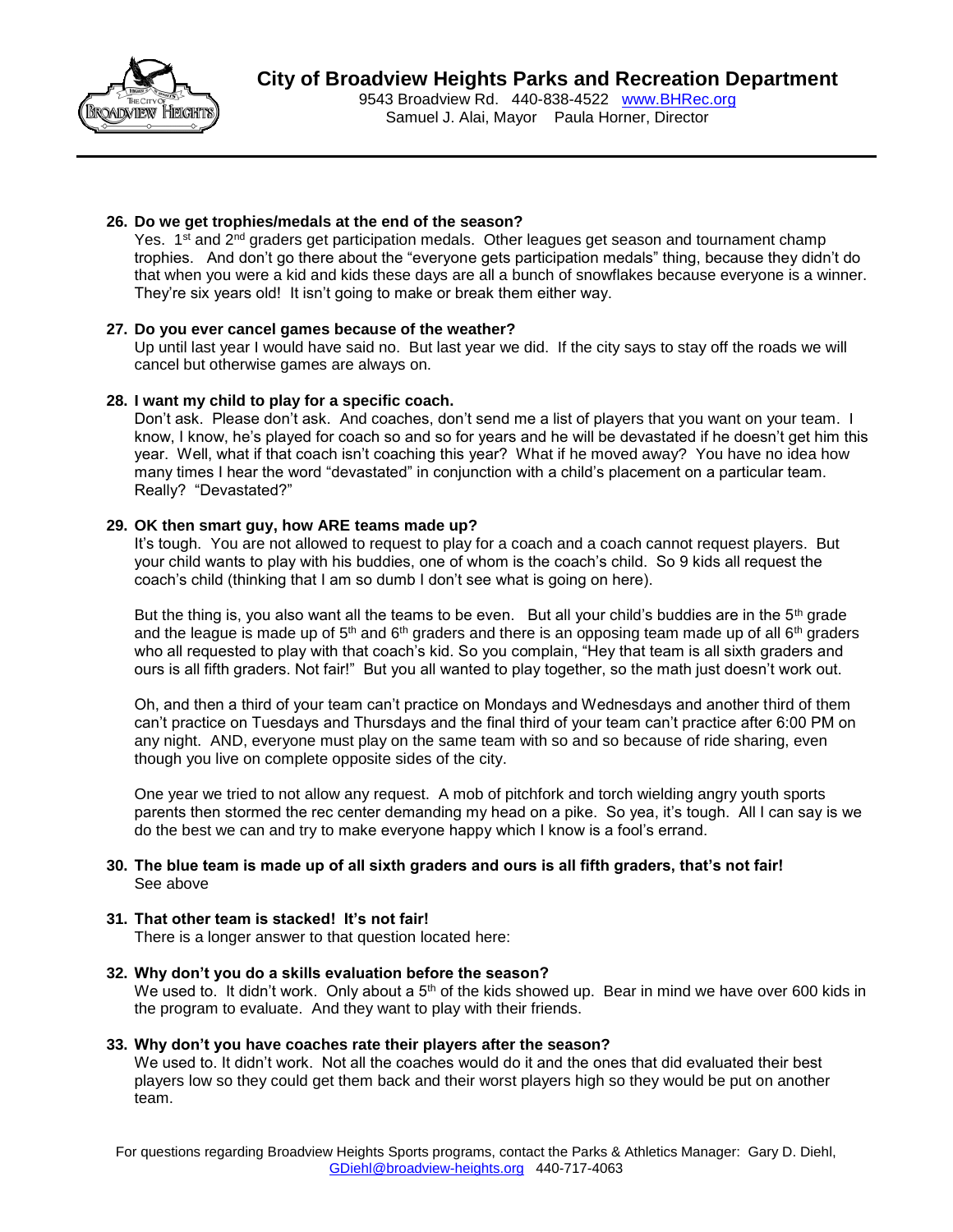**26. Do we get trophies/medals at the end of the season?**

Yes. 1st and 2nd graders get participation medals. Other leagues get season and tournament champ trophies. And don't go there about the "everyone gets participation medals" thing, because they didn't do that when you were a kid and kids these days are all a bunch of snowflakes because everyone is a winner. They're six years old! It isn't going to make or break them either way.

**27. Do you ever cancel games because of the weather?**

Up until last year I would have said no. But last year we did. If the city says to stay off the roads we will cancel but otherwise games are always on.

**28. I want my child to play for a specific coach.**

Don't ask. Please don't ask. And coaches, don't send me a list of players that you want on your team. I know, I know, he's played for coach so and so for years and he will be devastated if he doesn't get him this year. Well, what if that coach isn't coaching this year? What if he moved away? You have no idea how many times I hear the word "devastated" in conjunction with a child's placement on a particular team. Really? "Devastated?"

**29. OK then smart guy, how ARE teams made up?**

It's tough. You are not allowed to request to play for a coach and a coach cannot request players. But your child wants to play with his buddies, one of whom is the coach's child. So 9 kids all request the coach's child (thinking that I am so dumb I don't see what is going on here).

But the thing is, you also want all the teams to be even. But all your child's buddies are in the 5th grade and the league is made up of 5th and 6th graders and there is an opposing team made up of all 6th graders who all requested to play with that coach's kid. So you complain, "Hey that team is all sixth graders and ours is all fifth graders. Not fair!" But you all wanted to play together, so the math just doesn't work out.

Oh, and then a third of your team can't practice on Mondays and Wednesdays and another third of them can't practice on Tuesdays and Thursdays and the final third of your team can't practice after 6:00 PM on any night. AND, everyone must play on the same team with so and so because of ride sharing, even though you live on complete opposite sides of the city.

One year we tried to not allow any request. A mob of pitchfork and torch wielding angry youth sports parents then stormed the rec center demanding my head on a pike. So yea, it's tough. All I can say is we do the best we can and try to make everyone happy which I know is a fool's errand.

**30. The blue team is made up of all sixth graders and ours is all fifth graders, that's not fair!**

See above

**31. That other team is stacked! It's not fair!**

There is a longer answer to that question located here:

**32. Why don't you do a skills evaluation before the season?**

We used to. It didn't work. Only about a 5th of the kids showed up. Bear in mind we have over 600 kids in the program to evaluate. And they want to play with their friends.

**33. Why don't you have coaches rate their players after the season?**

We used to. It didn't work. Not all the coaches would do it and the ones that did evaluated their best players low so they could get them back and their worst players high so they would be put on another team.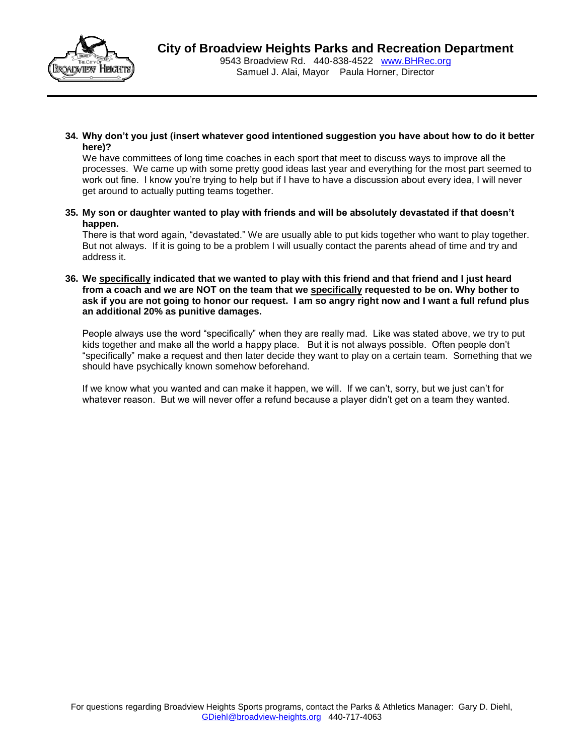**City of Broadview Heights Parks and Recreation Department**
9543 Broadview Rd. 440-838-4522 www.BHRec.org
Samuel J. Alai, Mayor Paula Horner, Director

---

**34. Why don't you just (insert whatever good intentioned suggestion you have about how to do it better here)?**

We have committees of long time coaches in each sport that meet to discuss ways to improve all the processes. We came up with some pretty good ideas last year and everything for the most part seemed to work out fine. I know you're trying to help but if I have to have a discussion about every idea, I will never get around to actually putting teams together.

**35. My son or daughter wanted to play with friends and will be absolutely devastated if that doesn't happen.**

There is that word again, "devastated." We are usually able to put kids together who want to play together. But not always. If it is going to be a problem I will usually contact the parents ahead of time and try and address it.

**36. We <u>specifically</u> indicated that we wanted to play with this friend and that friend and I just heard from a coach and we are NOT on the team that we <u>specifically</u> requested to be on. Why bother to ask if you are not going to honor our request. I am so angry right now and I want a full refund plus an additional 20% as punitive damages.**

People always use the word "specifically" when they are really mad. Like was stated above, we try to put kids together and make all the world a happy place. But it is not always possible. Often people don't "specifically" make a request and then later decide they want to play on a certain team. Something that we should have psychically known somehow beforehand.

If we know what you wanted and can make it happen, we will. If we can't, sorry, but we just can't for whatever reason. But we will never offer a refund because a player didn't get on a team they wanted.

For questions regarding Broadview Heights Sports programs, contact the Parks & Athletics Manager: Gary D. Diehl, GDiehl@broadview-heights.org 440-717-4063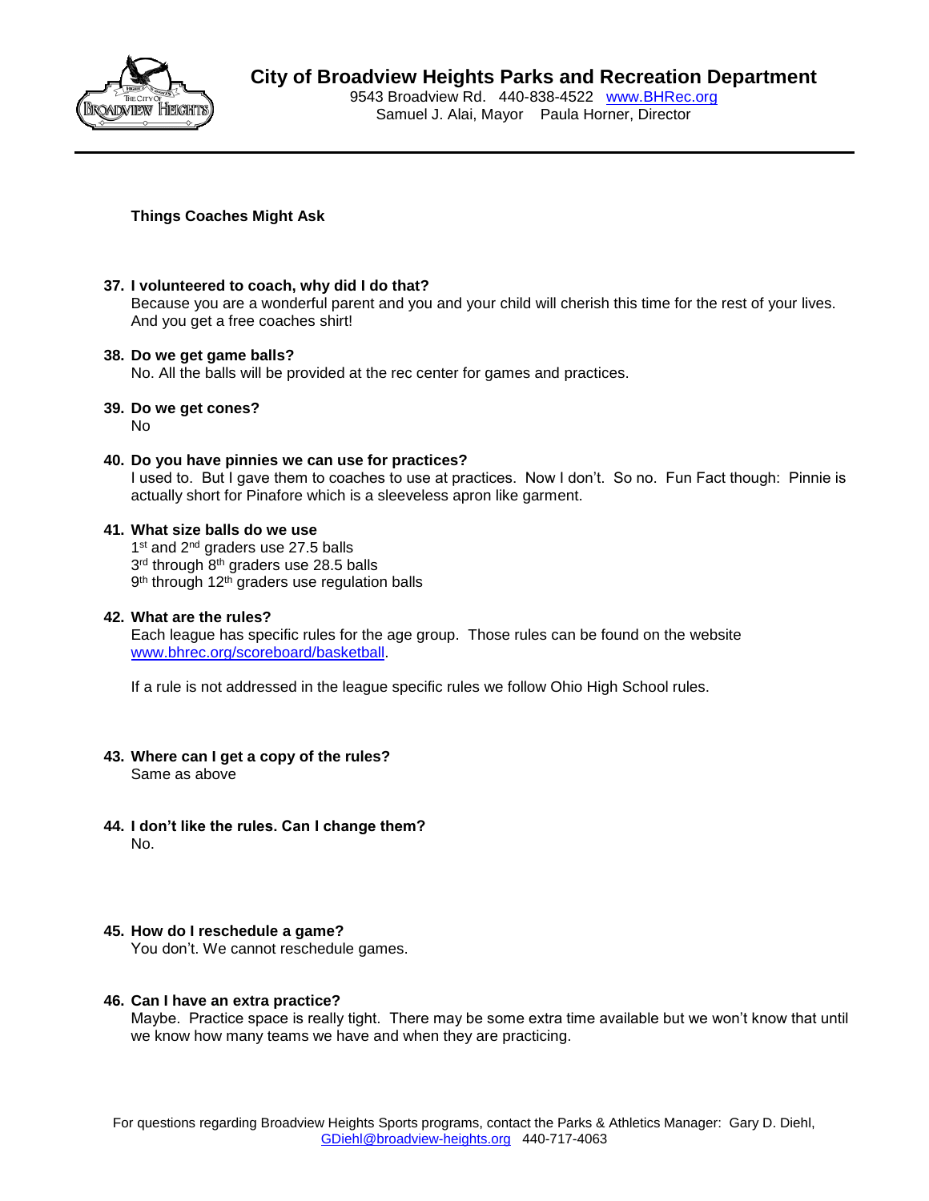**Things Coaches Might Ask**

37. **I volunteered to coach, why did I do that?**
    Because you are a wonderful parent and you and your child will cherish this time for the rest of your lives. And you get a free coaches shirt!

38. **Do we get game balls?**
    No. All the balls will be provided at the rec center for games and practices.

39. **Do we get cones?**
    No

40. **Do you have pinnies we can use for practices?**
    I used to. But I gave them to coaches to use at practices. Now I don't. So no. Fun Fact though: Pinnie is actually short for Pinafore which is a sleeveless apron like garment.

41. **What size balls do we use**
    1st and 2nd graders use 27.5 balls
    3rd through 8th graders use 28.5 balls
    9th through 12th graders use regulation balls

42. **What are the rules?**
    Each league has specific rules for the age group. Those rules can be found on the website www.bhrec.org/scoreboard/basketball.

    If a rule is not addressed in the league specific rules we follow Ohio High School rules.

43. **Where can I get a copy of the rules?**
    Same as above

44. **I don't like the rules. Can I change them?**
    No.

45. **How do I reschedule a game?**
    You don't. We cannot reschedule games.

46. **Can I have an extra practice?**
    Maybe. Practice space is really tight. There may be some extra time available but we won't know that until we know how many teams we have and when they are practicing.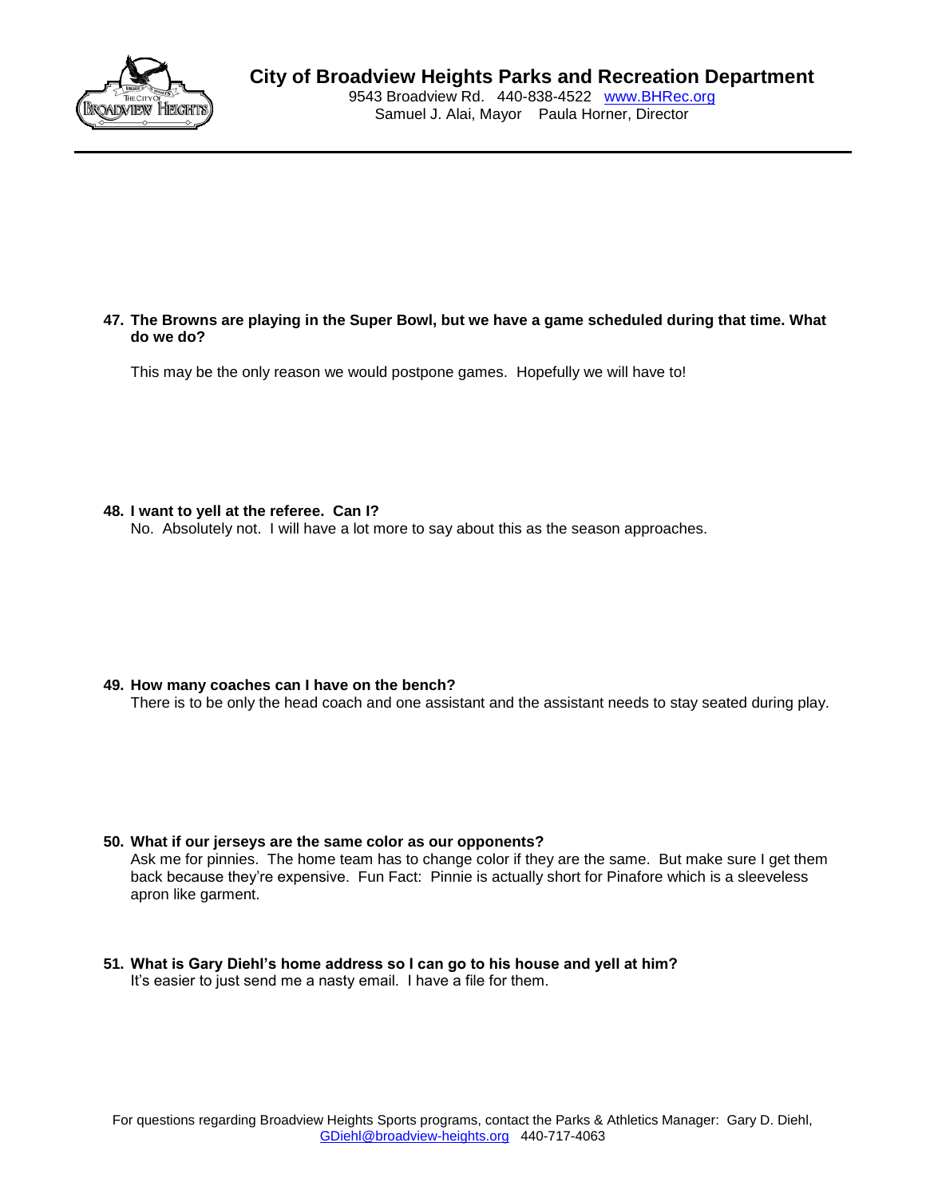**47. The Browns are playing in the Super Bowl, but we have a game scheduled during that time. What do we do?**

This may be the only reason we would postpone games. Hopefully we will have to!

**48. I want to yell at the referee. Can I?**

No. Absolutely not. I will have a lot more to say about this as the season approaches.

**49. How many coaches can I have on the bench?**

There is to be only the head coach and one assistant and the assistant needs to stay seated during play.

**50. What if our jerseys are the same color as our opponents?**

Ask me for pinnies. The home team has to change color if they are the same. But make sure I get them back because they're expensive. Fun Fact: Pinnie is actually short for Pinafore which is a sleeveless apron like garment.

**51. What is Gary Diehl's home address so I can go to his house and yell at him?**

It's easier to just send me a nasty email. I have a file for them.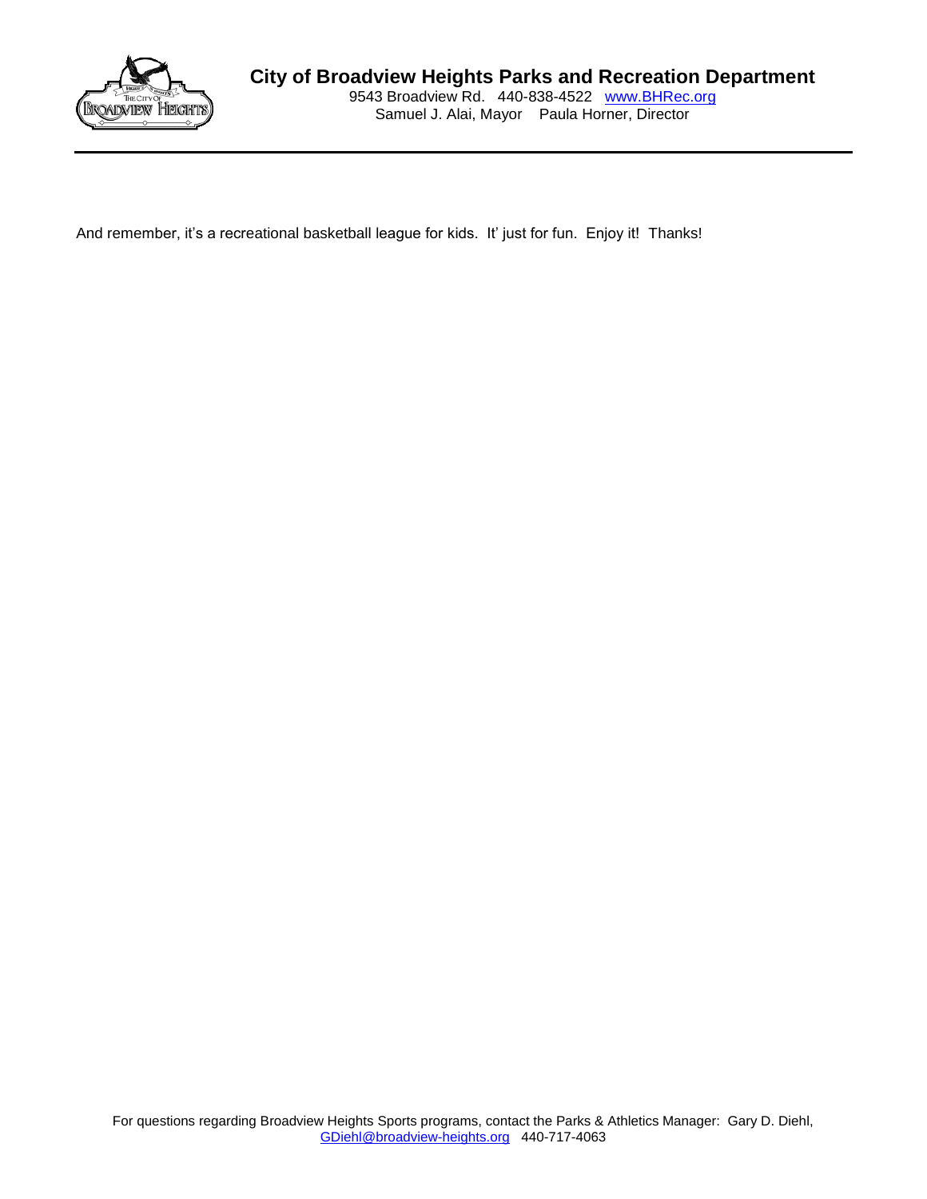And remember, it's a recreational basketball league for kids. It' just for fun. Enjoy it! Thanks!